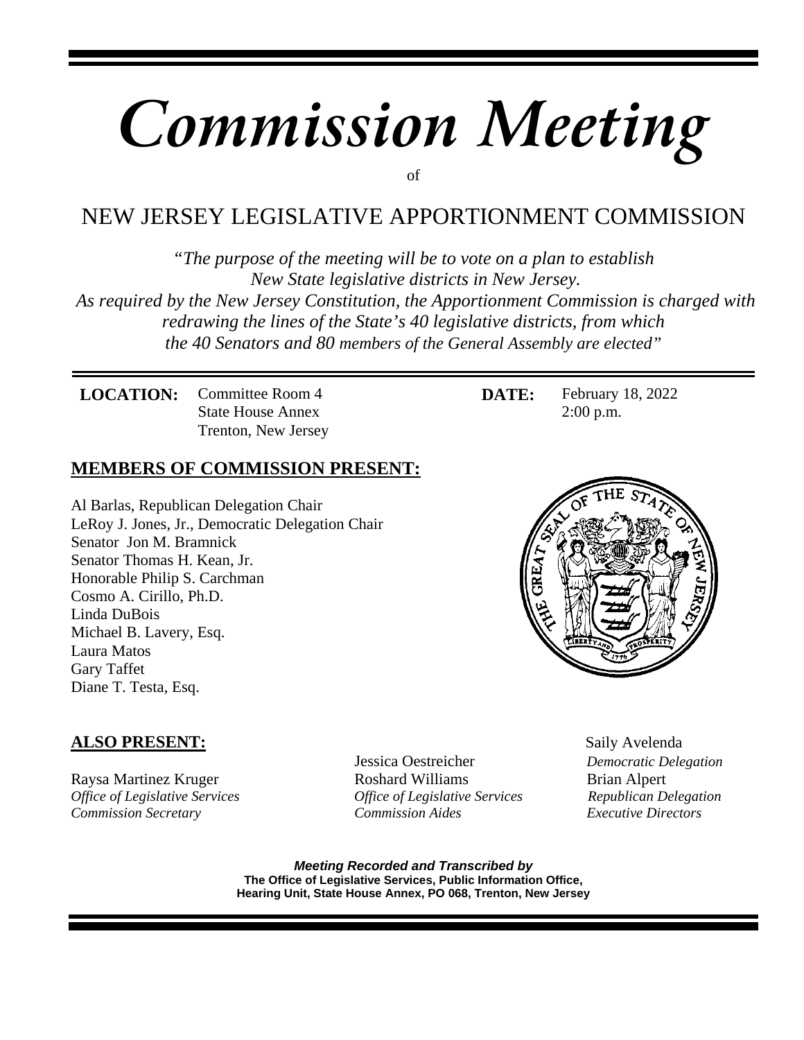# *Commission Meeting*

of

## NEW JERSEY LEGISLATIVE APPORTIONMENT COMMISSION

*"The purpose of the meeting will be to vote on a plan to establish New State legislative districts in New Jersey. As required by the New Jersey Constitution, the Apportionment Commission is charged with redrawing the lines of the State's 40 legislative districts, from which the 40 Senators and 80 members of the General Assembly are elected"*

**LOCATION:** Committee Room 4
State House Annex
Trenton, New Jersey

**DATE:** February 18, 2022
2:00 p.m.

### MEMBERS OF COMMISSION PRESENT:

Al Barlas, Republican Delegation Chair
LeRoy J. Jones, Jr., Democratic Delegation Chair
Senator Jon M. Bramnick
Senator Thomas H. Kean, Jr.
Honorable Philip S. Carchman
Cosmo A. Cirillo, Ph.D.
Linda DuBois
Michael B. Lavery, Esq.
Laura Matos
Gary Taffet
Diane T. Testa, Esq.

### ALSO PRESENT:

Raysa Martinez Kruger
*Office of Legislative Services*
*Commission Secretary*

Jessica Oestreicher
Roshard Williams
*Office of Legislative Services*
*Commission Aides*

Saily Avelenda
*Democratic Delegation*
Brian Alpert
*Republican Delegation*
*Executive Directors*

***Meeting Recorded and Transcribed by***
**The Office of Legislative Services, Public Information Office,**
**Hearing Unit, State House Annex, PO 068, Trenton, New Jersey**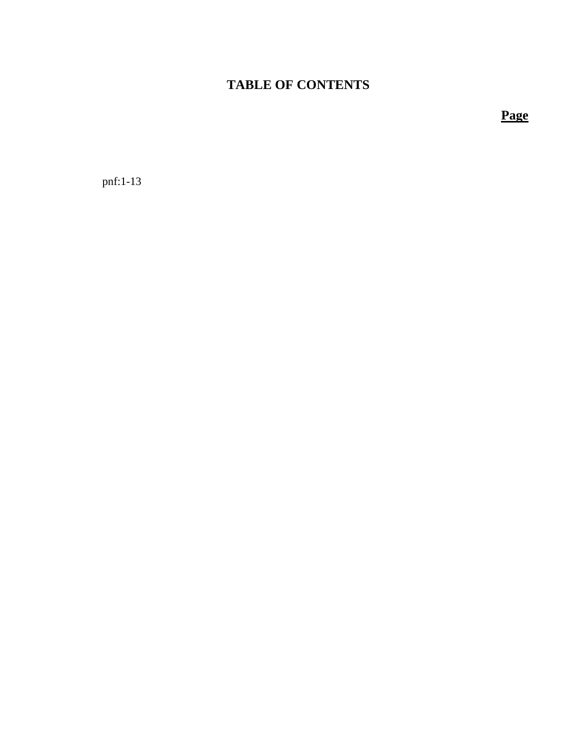# TABLE OF CONTENTS

**Page**

pnf:1-13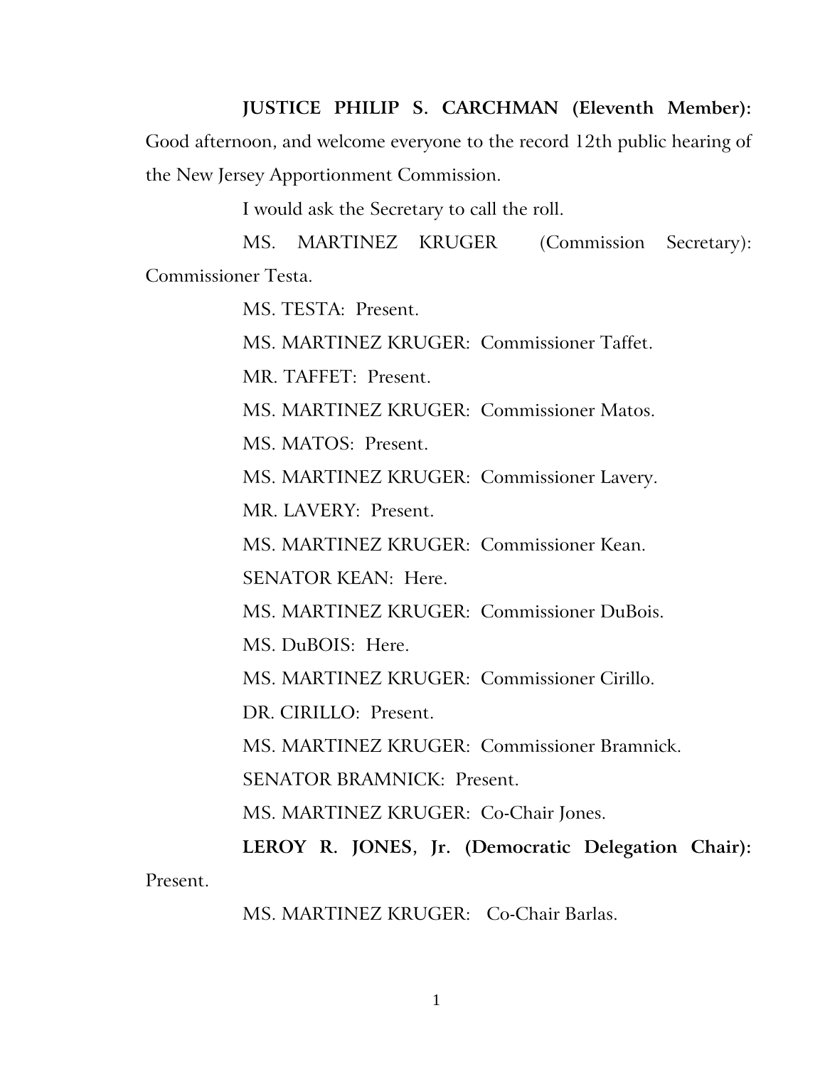**JUSTICE PHILIP S. CARCHMAN (Eleventh Member):** Good afternoon, and welcome everyone to the record 12th public hearing of the New Jersey Apportionment Commission.

I would ask the Secretary to call the roll.

MS. MARTINEZ KRUGER (Commission Secretary): Commissioner Testa.

MS. TESTA: Present.

MS. MARTINEZ KRUGER: Commissioner Taffet.

MR. TAFFET: Present.

MS. MARTINEZ KRUGER: Commissioner Matos.

MS. MATOS: Present.

MS. MARTINEZ KRUGER: Commissioner Lavery.

MR. LAVERY: Present.

MS. MARTINEZ KRUGER: Commissioner Kean.

SENATOR KEAN: Here.

MS. MARTINEZ KRUGER: Commissioner DuBois.

MS. DuBOIS: Here.

MS. MARTINEZ KRUGER: Commissioner Cirillo.

DR. CIRILLO: Present.

MS. MARTINEZ KRUGER: Commissioner Bramnick.

SENATOR BRAMNICK: Present.

MS. MARTINEZ KRUGER: Co-Chair Jones.

**LEROY R. JONES, Jr. (Democratic Delegation Chair):** Present.

MS. MARTINEZ KRUGER: Co-Chair Barlas.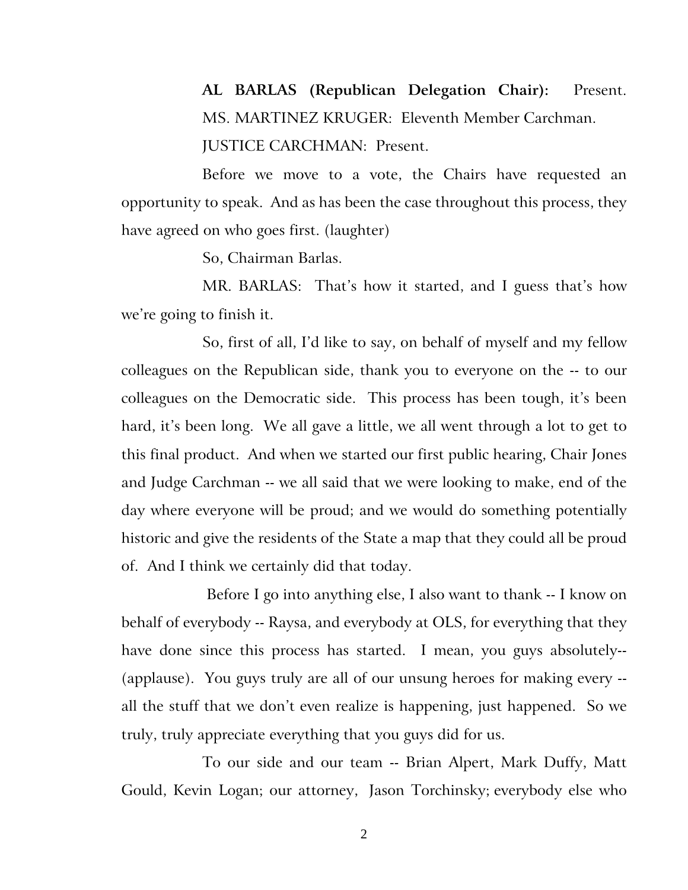**AL BARLAS (Republican Delegation Chair):** Present.

MS. MARTINEZ KRUGER: Eleventh Member Carchman.

JUSTICE CARCHMAN: Present.

Before we move to a vote, the Chairs have requested an opportunity to speak. And as has been the case throughout this process, they have agreed on who goes first. (laughter)

So, Chairman Barlas.

MR. BARLAS: That's how it started, and I guess that's how we're going to finish it.

So, first of all, I'd like to say, on behalf of myself and my fellow colleagues on the Republican side, thank you to everyone on the -- to our colleagues on the Democratic side. This process has been tough, it's been hard, it's been long. We all gave a little, we all went through a lot to get to this final product. And when we started our first public hearing, Chair Jones and Judge Carchman -- we all said that we were looking to make, end of the day where everyone will be proud; and we would do something potentially historic and give the residents of the State a map that they could all be proud of. And I think we certainly did that today.

Before I go into anything else, I also want to thank -- I know on behalf of everybody -- Raysa, and everybody at OLS, for everything that they have done since this process has started. I mean, you guys absolutely-- (applause). You guys truly are all of our unsung heroes for making every -- all the stuff that we don't even realize is happening, just happened. So we truly, truly appreciate everything that you guys did for us.

To our side and our team -- Brian Alpert, Mark Duffy, Matt Gould, Kevin Logan; our attorney, Jason Torchinsky; everybody else who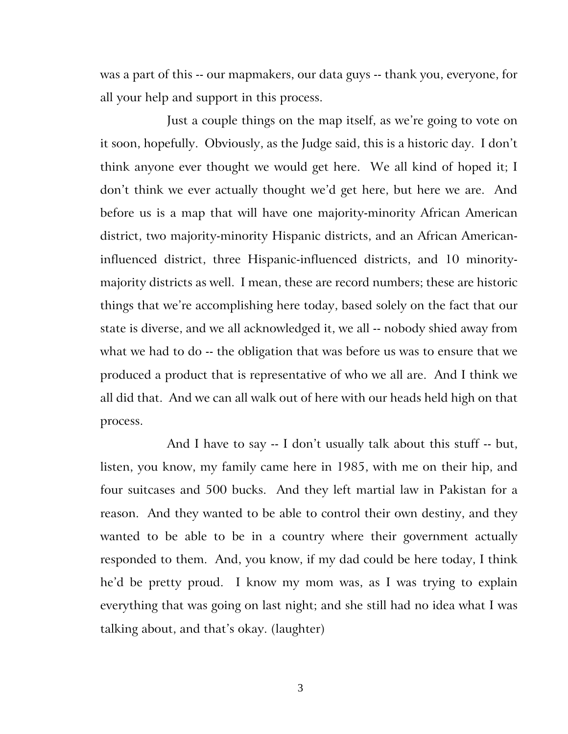was a part of this -- our mapmakers, our data guys -- thank you, everyone, for all your help and support in this process.

Just a couple things on the map itself, as we're going to vote on it soon, hopefully. Obviously, as the Judge said, this is a historic day. I don't think anyone ever thought we would get here. We all kind of hoped it; I don't think we ever actually thought we'd get here, but here we are. And before us is a map that will have one majority-minority African American district, two majority-minority Hispanic districts, and an African American-influenced district, three Hispanic-influenced districts, and 10 minority-majority districts as well. I mean, these are record numbers; these are historic things that we're accomplishing here today, based solely on the fact that our state is diverse, and we all acknowledged it, we all -- nobody shied away from what we had to do -- the obligation that was before us was to ensure that we produced a product that is representative of who we all are. And I think we all did that. And we can all walk out of here with our heads held high on that process.

And I have to say -- I don't usually talk about this stuff -- but, listen, you know, my family came here in 1985, with me on their hip, and four suitcases and 500 bucks. And they left martial law in Pakistan for a reason. And they wanted to be able to control their own destiny, and they wanted to be able to be in a country where their government actually responded to them. And, you know, if my dad could be here today, I think he'd be pretty proud. I know my mom was, as I was trying to explain everything that was going on last night; and she still had no idea what I was talking about, and that's okay. (laughter)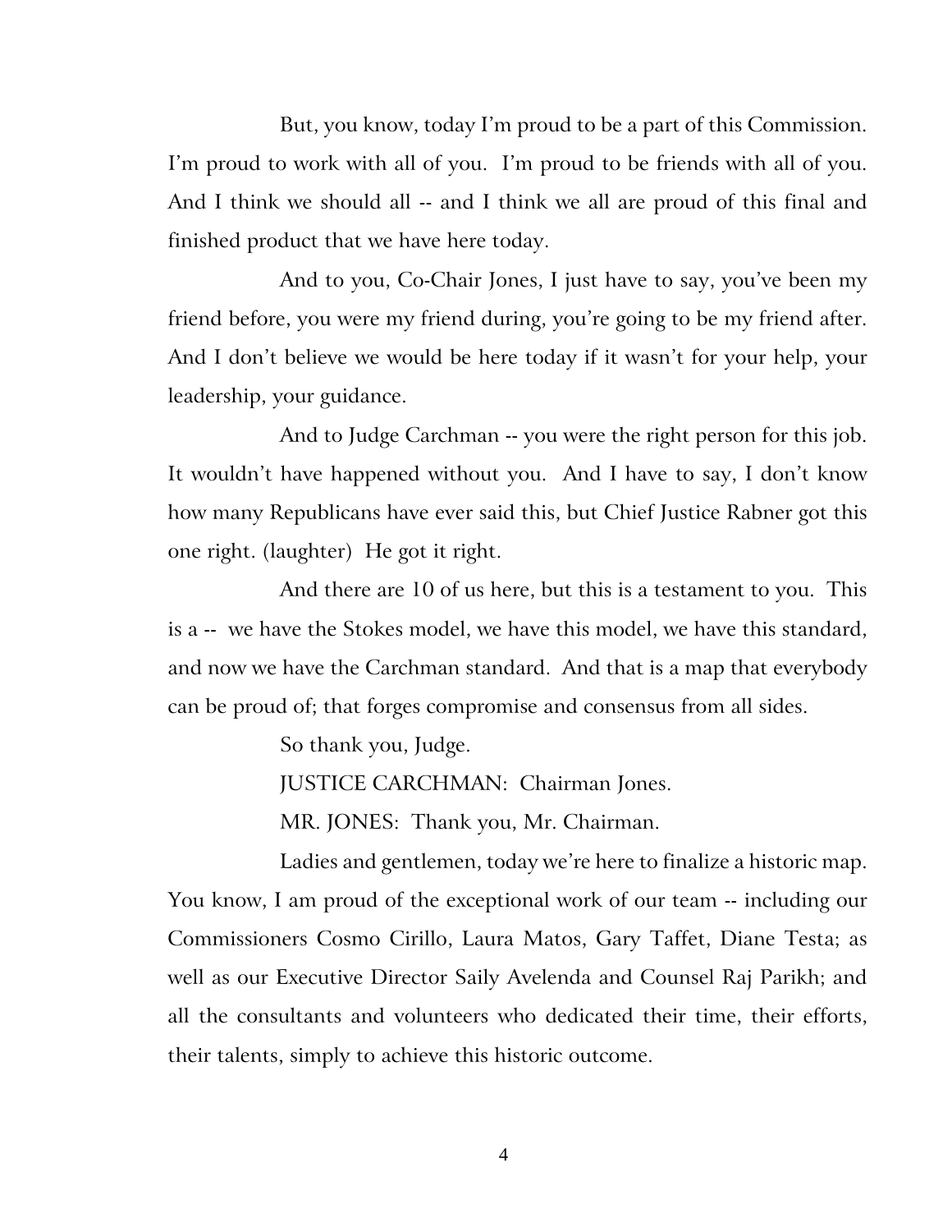But, you know, today I'm proud to be a part of this Commission. I'm proud to work with all of you. I'm proud to be friends with all of you. And I think we should all -- and I think we all are proud of this final and finished product that we have here today.

And to you, Co-Chair Jones, I just have to say, you've been my friend before, you were my friend during, you're going to be my friend after. And I don't believe we would be here today if it wasn't for your help, your leadership, your guidance.

And to Judge Carchman -- you were the right person for this job. It wouldn't have happened without you. And I have to say, I don't know how many Republicans have ever said this, but Chief Justice Rabner got this one right. (laughter) He got it right.

And there are 10 of us here, but this is a testament to you. This is a -- we have the Stokes model, we have this model, we have this standard, and now we have the Carchman standard. And that is a map that everybody can be proud of; that forges compromise and consensus from all sides.

So thank you, Judge.

JUSTICE CARCHMAN: Chairman Jones.

MR. JONES: Thank you, Mr. Chairman.

Ladies and gentlemen, today we're here to finalize a historic map. You know, I am proud of the exceptional work of our team -- including our Commissioners Cosmo Cirillo, Laura Matos, Gary Taffet, Diane Testa; as well as our Executive Director Saily Avelenda and Counsel Raj Parikh; and all the consultants and volunteers who dedicated their time, their efforts, their talents, simply to achieve this historic outcome.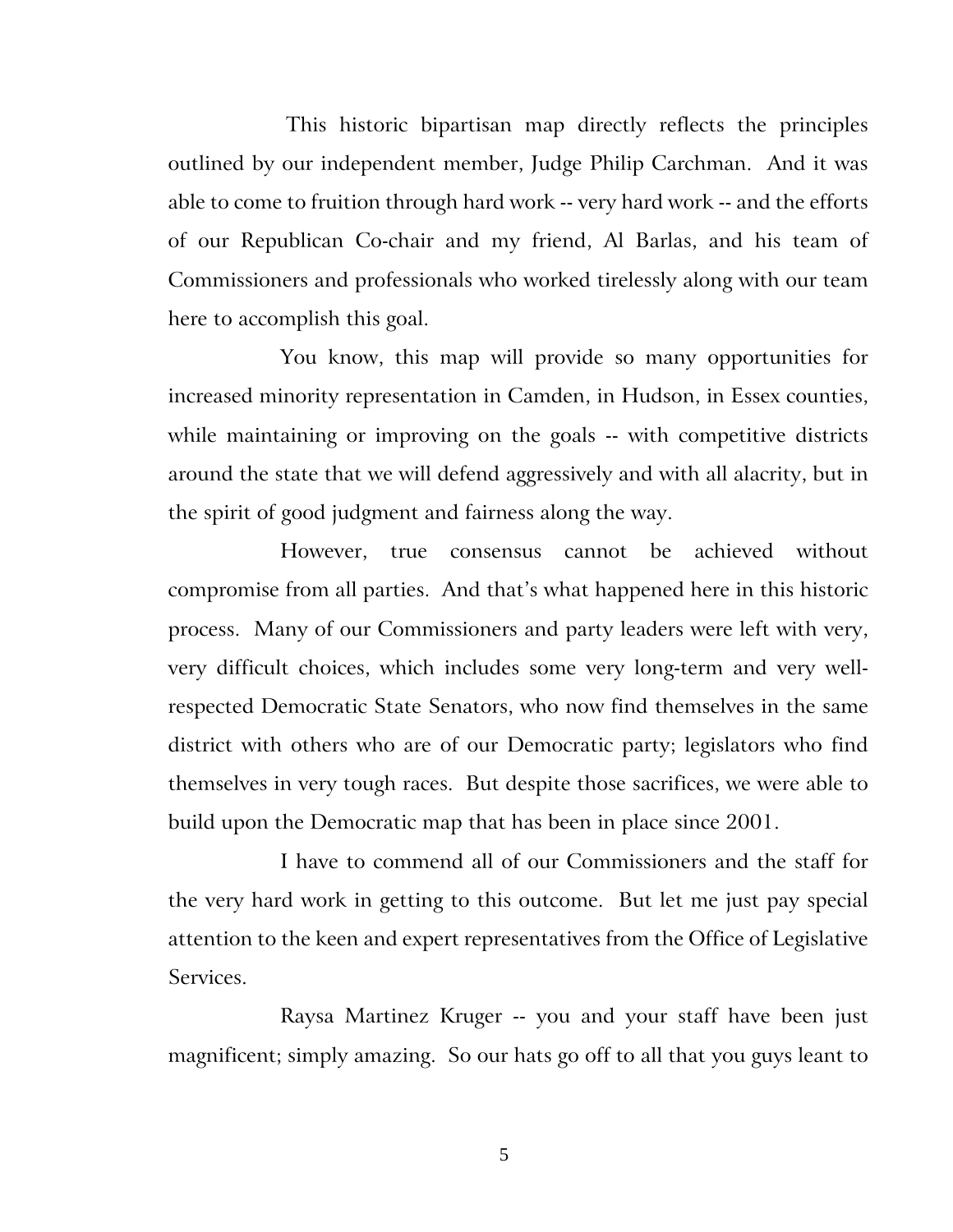This historic bipartisan map directly reflects the principles outlined by our independent member, Judge Philip Carchman. And it was able to come to fruition through hard work -- very hard work -- and the efforts of our Republican Co-chair and my friend, Al Barlas, and his team of Commissioners and professionals who worked tirelessly along with our team here to accomplish this goal.

You know, this map will provide so many opportunities for increased minority representation in Camden, in Hudson, in Essex counties, while maintaining or improving on the goals -- with competitive districts around the state that we will defend aggressively and with all alacrity, but in the spirit of good judgment and fairness along the way.

However, true consensus cannot be achieved without compromise from all parties. And that's what happened here in this historic process. Many of our Commissioners and party leaders were left with very, very difficult choices, which includes some very long-term and very well-respected Democratic State Senators, who now find themselves in the same district with others who are of our Democratic party; legislators who find themselves in very tough races. But despite those sacrifices, we were able to build upon the Democratic map that has been in place since 2001.

I have to commend all of our Commissioners and the staff for the very hard work in getting to this outcome. But let me just pay special attention to the keen and expert representatives from the Office of Legislative Services.

Raysa Martinez Kruger -- you and your staff have been just magnificent; simply amazing. So our hats go off to all that you guys leant to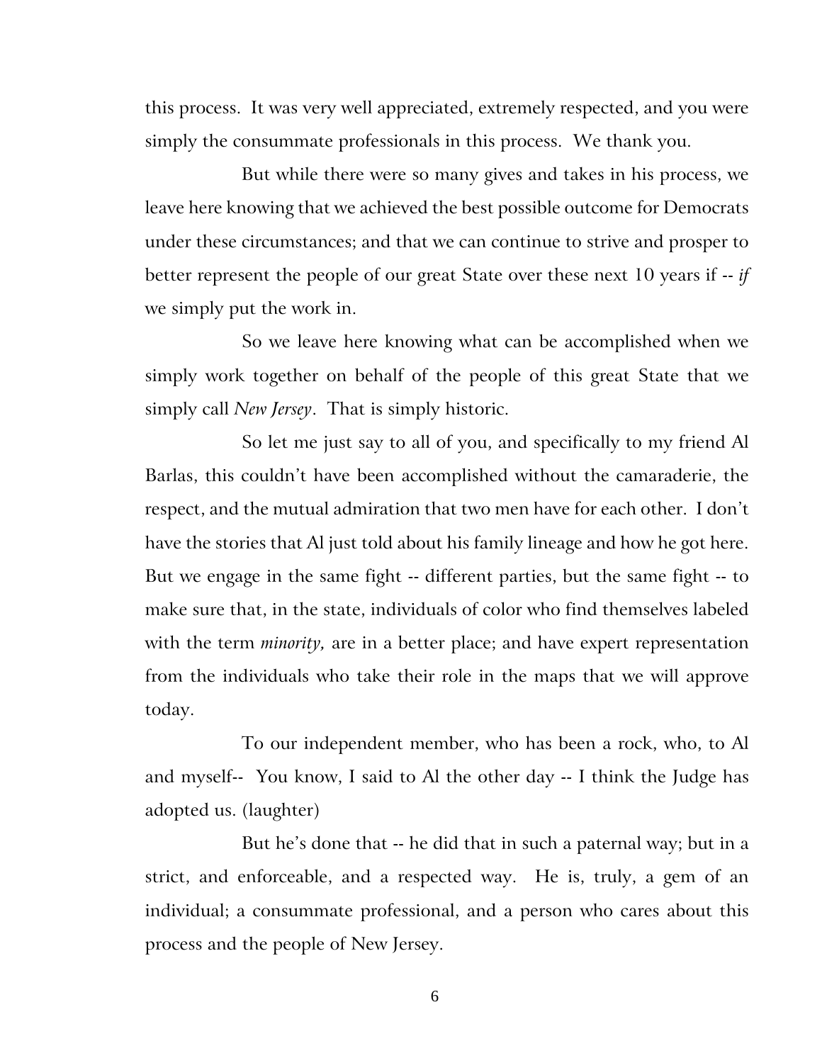this process. It was very well appreciated, extremely respected, and you were simply the consummate professionals in this process. We thank you.

But while there were so many gives and takes in his process, we leave here knowing that we achieved the best possible outcome for Democrats under these circumstances; and that we can continue to strive and prosper to better represent the people of our great State over these next 10 years if -- *if* we simply put the work in.

So we leave here knowing what can be accomplished when we simply work together on behalf of the people of this great State that we simply call *New Jersey*. That is simply historic.

So let me just say to all of you, and specifically to my friend Al Barlas, this couldn't have been accomplished without the camaraderie, the respect, and the mutual admiration that two men have for each other. I don't have the stories that Al just told about his family lineage and how he got here. But we engage in the same fight -- different parties, but the same fight -- to make sure that, in the state, individuals of color who find themselves labeled with the term *minority,* are in a better place; and have expert representation from the individuals who take their role in the maps that we will approve today.

To our independent member, who has been a rock, who, to Al and myself-- You know, I said to Al the other day -- I think the Judge has adopted us. (laughter)

But he's done that -- he did that in such a paternal way; but in a strict, and enforceable, and a respected way. He is, truly, a gem of an individual; a consummate professional, and a person who cares about this process and the people of New Jersey.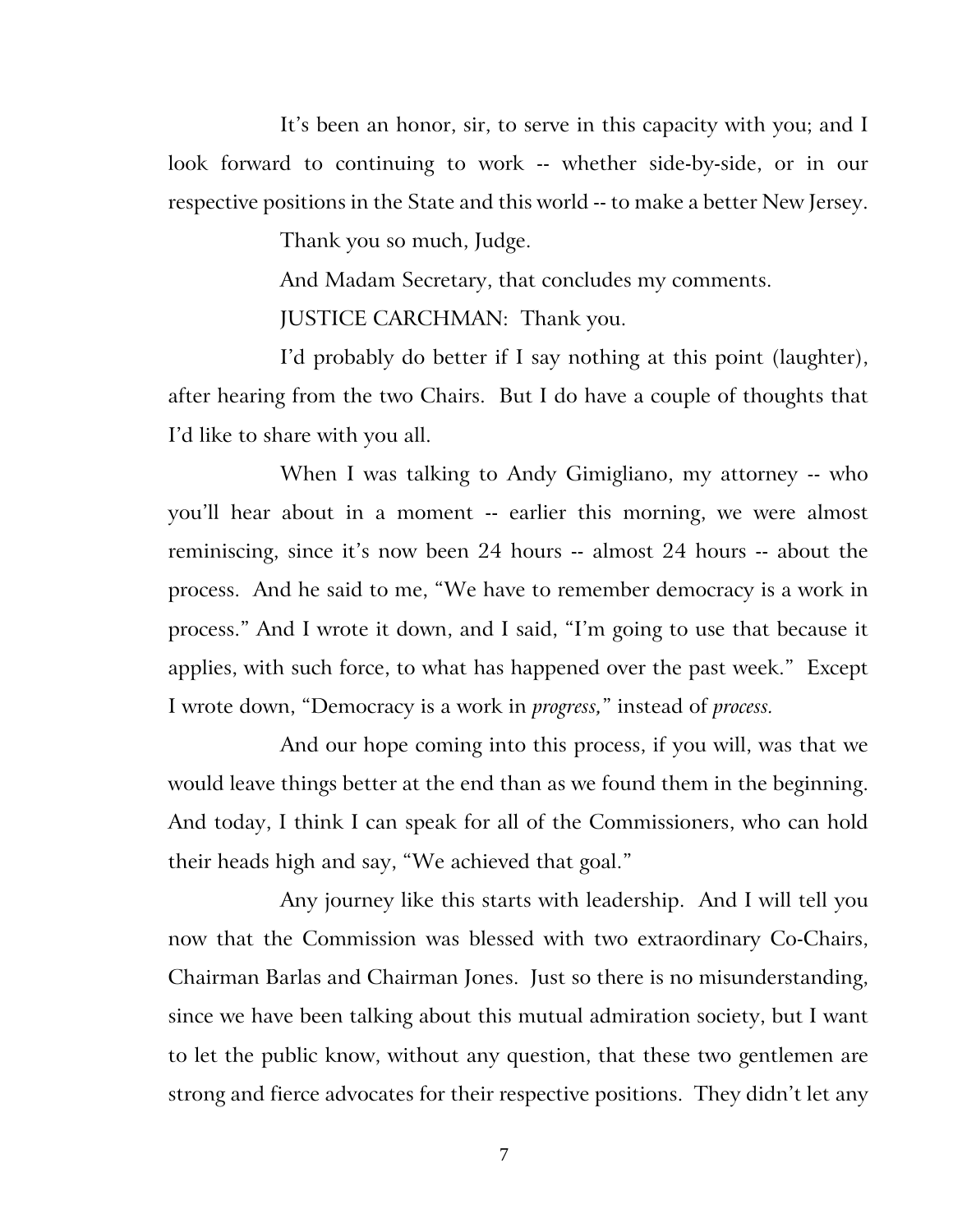It's been an honor, sir, to serve in this capacity with you; and I look forward to continuing to work -- whether side-by-side, or in our respective positions in the State and this world -- to make a better New Jersey.

Thank you so much, Judge.

And Madam Secretary, that concludes my comments.

JUSTICE CARCHMAN: Thank you.

I'd probably do better if I say nothing at this point (laughter), after hearing from the two Chairs. But I do have a couple of thoughts that I'd like to share with you all.

When I was talking to Andy Gimigliano, my attorney -- who you'll hear about in a moment -- earlier this morning, we were almost reminiscing, since it's now been 24 hours -- almost 24 hours -- about the process. And he said to me, "We have to remember democracy is a work in process." And I wrote it down, and I said, "I'm going to use that because it applies, with such force, to what has happened over the past week." Except I wrote down, "Democracy is a work in *progress,*" instead of *process.*

And our hope coming into this process, if you will, was that we would leave things better at the end than as we found them in the beginning. And today, I think I can speak for all of the Commissioners, who can hold their heads high and say, "We achieved that goal."

Any journey like this starts with leadership. And I will tell you now that the Commission was blessed with two extraordinary Co-Chairs, Chairman Barlas and Chairman Jones. Just so there is no misunderstanding, since we have been talking about this mutual admiration society, but I want to let the public know, without any question, that these two gentlemen are strong and fierce advocates for their respective positions. They didn't let any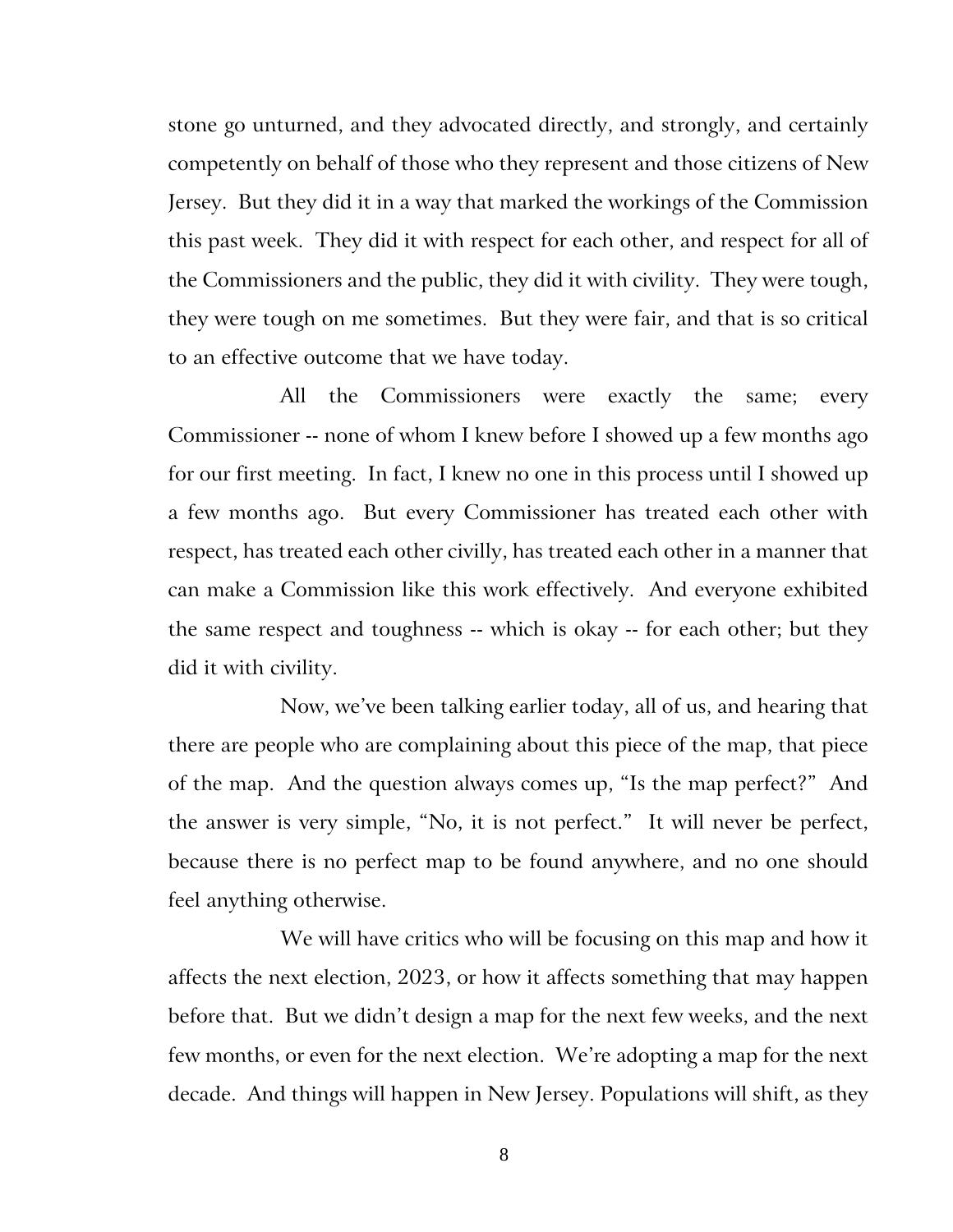stone go unturned, and they advocated directly, and strongly, and certainly competently on behalf of those who they represent and those citizens of New Jersey. But they did it in a way that marked the workings of the Commission this past week. They did it with respect for each other, and respect for all of the Commissioners and the public, they did it with civility. They were tough, they were tough on me sometimes. But they were fair, and that is so critical to an effective outcome that we have today.

All the Commissioners were exactly the same; every Commissioner -- none of whom I knew before I showed up a few months ago for our first meeting. In fact, I knew no one in this process until I showed up a few months ago. But every Commissioner has treated each other with respect, has treated each other civilly, has treated each other in a manner that can make a Commission like this work effectively. And everyone exhibited the same respect and toughness -- which is okay -- for each other; but they did it with civility.

Now, we've been talking earlier today, all of us, and hearing that there are people who are complaining about this piece of the map, that piece of the map. And the question always comes up, "Is the map perfect?" And the answer is very simple, "No, it is not perfect." It will never be perfect, because there is no perfect map to be found anywhere, and no one should feel anything otherwise.

We will have critics who will be focusing on this map and how it affects the next election, 2023, or how it affects something that may happen before that. But we didn't design a map for the next few weeks, and the next few months, or even for the next election. We're adopting a map for the next decade. And things will happen in New Jersey. Populations will shift, as they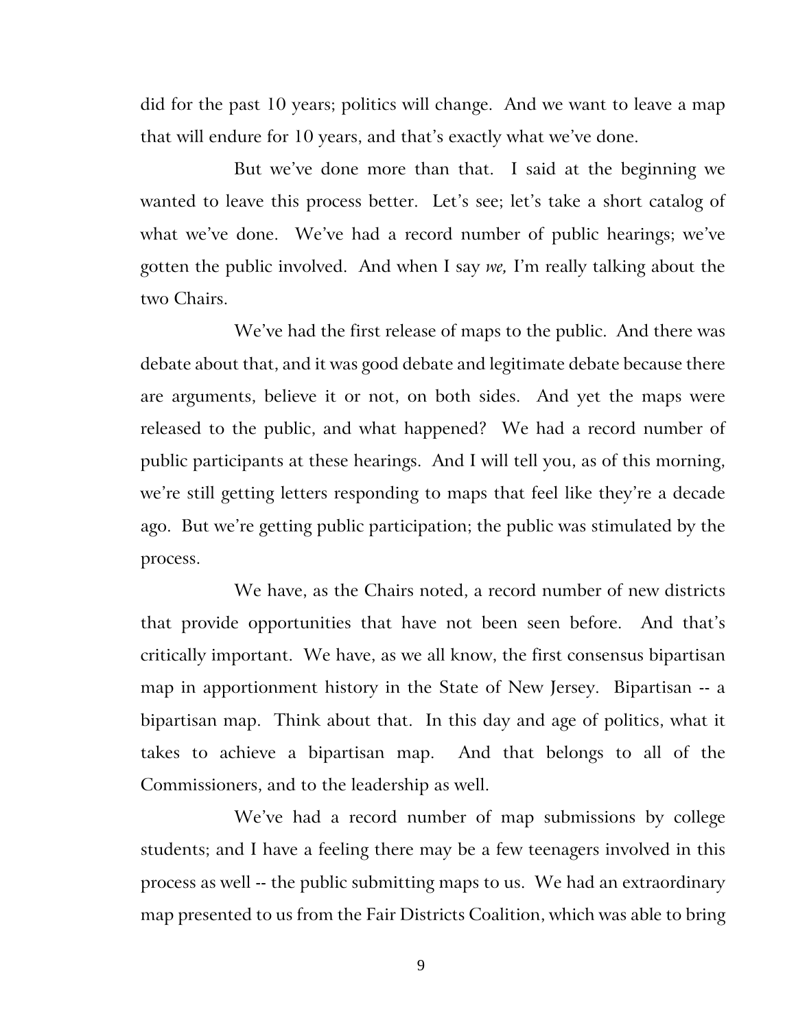did for the past 10 years; politics will change. And we want to leave a map that will endure for 10 years, and that's exactly what we've done.

But we've done more than that. I said at the beginning we wanted to leave this process better. Let's see; let's take a short catalog of what we've done. We've had a record number of public hearings; we've gotten the public involved. And when I say *we,* I'm really talking about the two Chairs.

We've had the first release of maps to the public. And there was debate about that, and it was good debate and legitimate debate because there are arguments, believe it or not, on both sides. And yet the maps were released to the public, and what happened? We had a record number of public participants at these hearings. And I will tell you, as of this morning, we're still getting letters responding to maps that feel like they're a decade ago. But we're getting public participation; the public was stimulated by the process.

We have, as the Chairs noted, a record number of new districts that provide opportunities that have not been seen before. And that's critically important. We have, as we all know, the first consensus bipartisan map in apportionment history in the State of New Jersey. Bipartisan -- a bipartisan map. Think about that. In this day and age of politics, what it takes to achieve a bipartisan map. And that belongs to all of the Commissioners, and to the leadership as well.

We've had a record number of map submissions by college students; and I have a feeling there may be a few teenagers involved in this process as well -- the public submitting maps to us. We had an extraordinary map presented to us from the Fair Districts Coalition, which was able to bring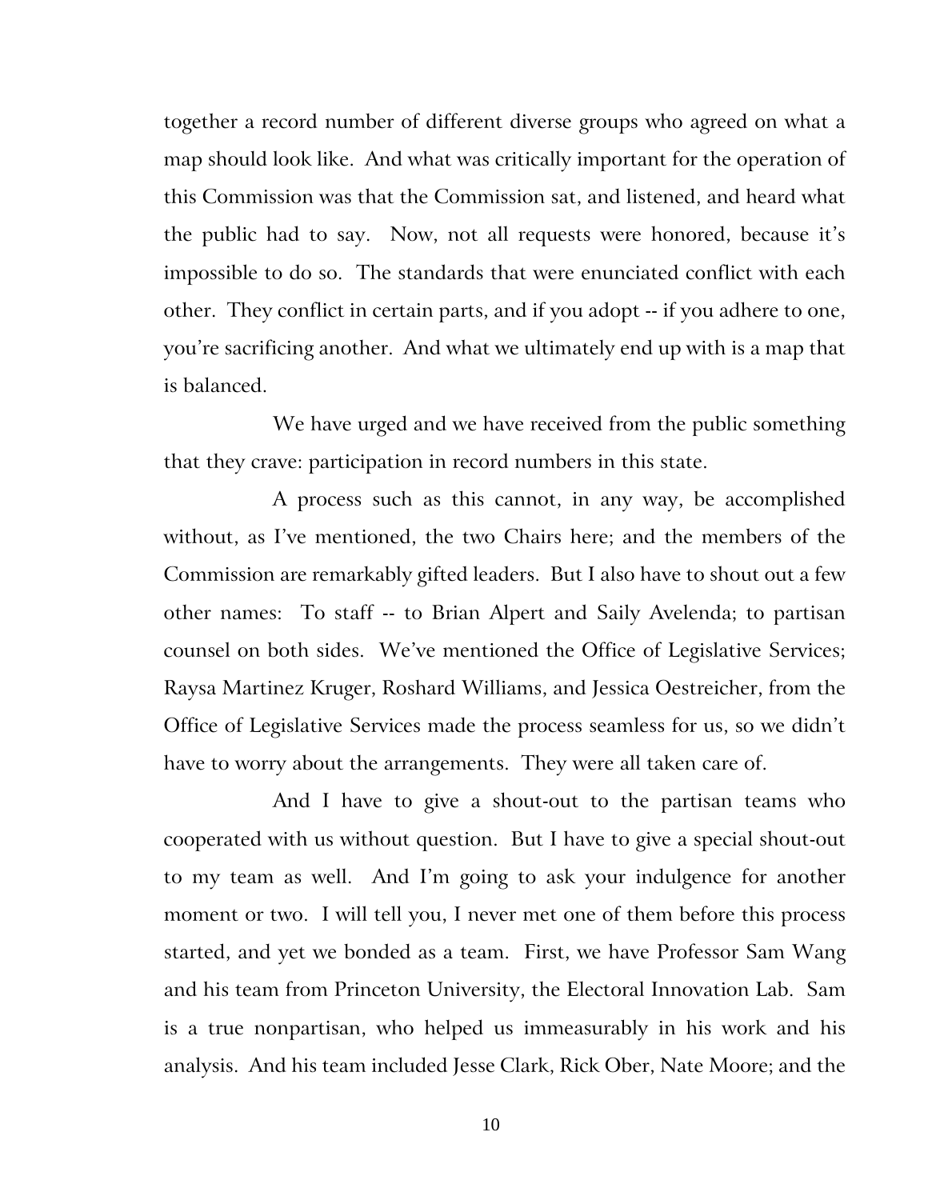together a record number of different diverse groups who agreed on what a map should look like. And what was critically important for the operation of this Commission was that the Commission sat, and listened, and heard what the public had to say. Now, not all requests were honored, because it's impossible to do so. The standards that were enunciated conflict with each other. They conflict in certain parts, and if you adopt -- if you adhere to one, you're sacrificing another. And what we ultimately end up with is a map that is balanced.

We have urged and we have received from the public something that they crave: participation in record numbers in this state.

A process such as this cannot, in any way, be accomplished without, as I've mentioned, the two Chairs here; and the members of the Commission are remarkably gifted leaders. But I also have to shout out a few other names: To staff -- to Brian Alpert and Saily Avelenda; to partisan counsel on both sides. We've mentioned the Office of Legislative Services; Raysa Martinez Kruger, Roshard Williams, and Jessica Oestreicher, from the Office of Legislative Services made the process seamless for us, so we didn't have to worry about the arrangements. They were all taken care of.

And I have to give a shout-out to the partisan teams who cooperated with us without question. But I have to give a special shout-out to my team as well. And I'm going to ask your indulgence for another moment or two. I will tell you, I never met one of them before this process started, and yet we bonded as a team. First, we have Professor Sam Wang and his team from Princeton University, the Electoral Innovation Lab. Sam is a true nonpartisan, who helped us immeasurably in his work and his analysis. And his team included Jesse Clark, Rick Ober, Nate Moore; and the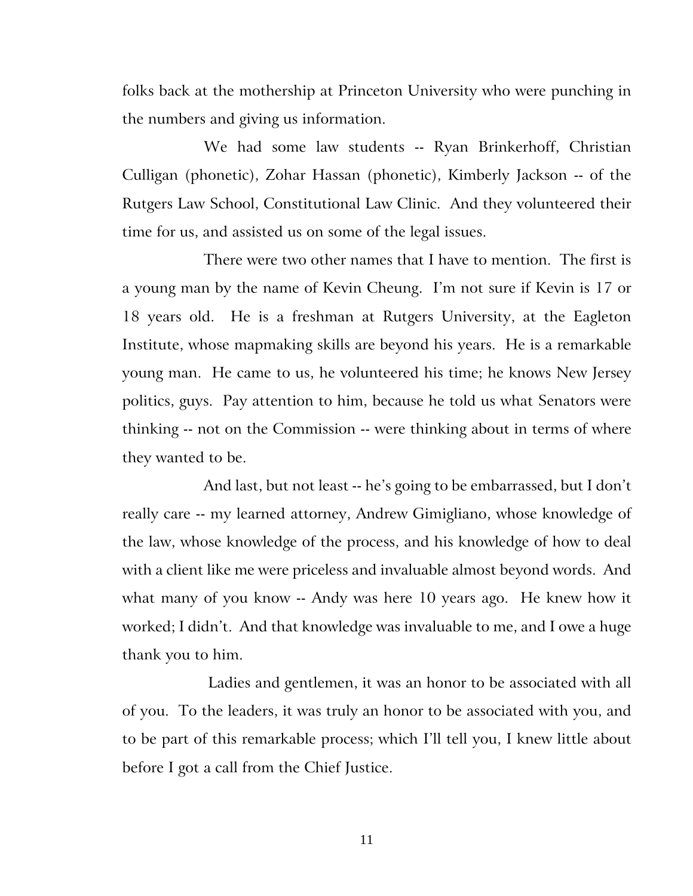folks back at the mothership at Princeton University who were punching in the numbers and giving us information.

We had some law students -- Ryan Brinkerhoff, Christian Culligan (phonetic), Zohar Hassan (phonetic), Kimberly Jackson -- of the Rutgers Law School, Constitutional Law Clinic. And they volunteered their time for us, and assisted us on some of the legal issues.

There were two other names that I have to mention. The first is a young man by the name of Kevin Cheung. I'm not sure if Kevin is 17 or 18 years old. He is a freshman at Rutgers University, at the Eagleton Institute, whose mapmaking skills are beyond his years. He is a remarkable young man. He came to us, he volunteered his time; he knows New Jersey politics, guys. Pay attention to him, because he told us what Senators were thinking -- not on the Commission -- were thinking about in terms of where they wanted to be.

And last, but not least -- he's going to be embarrassed, but I don't really care -- my learned attorney, Andrew Gimigliano, whose knowledge of the law, whose knowledge of the process, and his knowledge of how to deal with a client like me were priceless and invaluable almost beyond words. And what many of you know -- Andy was here 10 years ago. He knew how it worked; I didn't. And that knowledge was invaluable to me, and I owe a huge thank you to him.

Ladies and gentlemen, it was an honor to be associated with all of you. To the leaders, it was truly an honor to be associated with you, and to be part of this remarkable process; which I'll tell you, I knew little about before I got a call from the Chief Justice.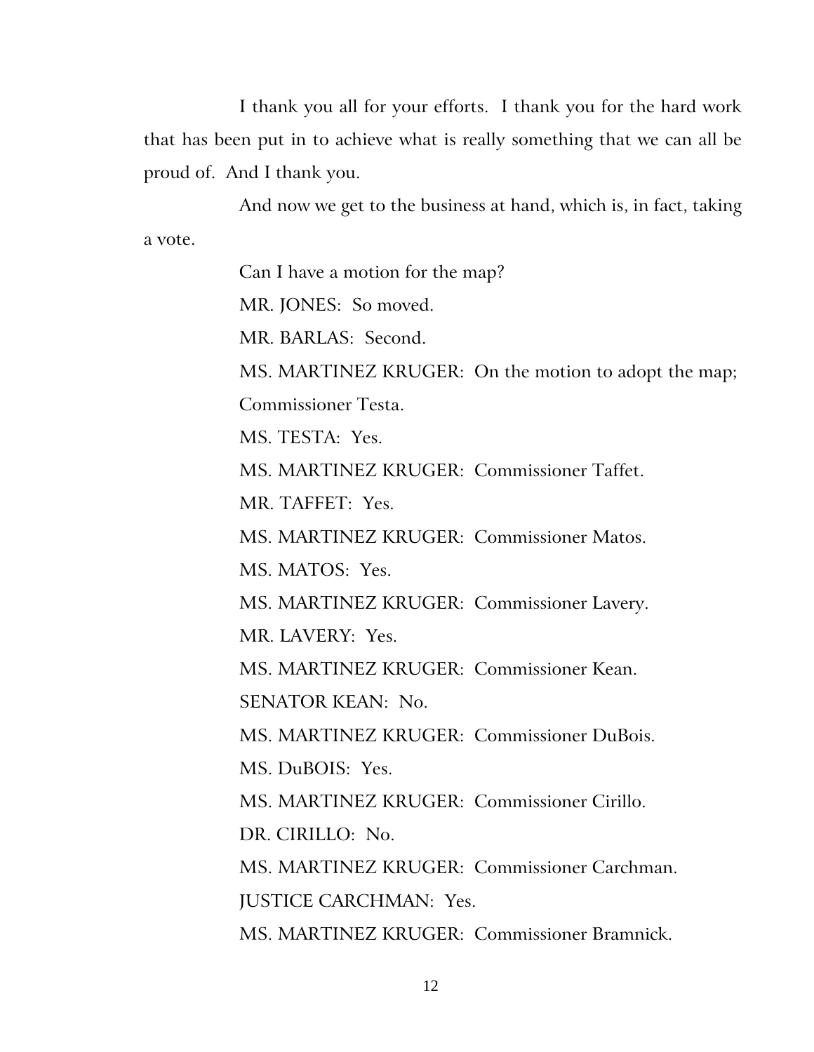I thank you all for your efforts. I thank you for the hard work that has been put in to achieve what is really something that we can all be proud of. And I thank you.

And now we get to the business at hand, which is, in fact, taking a vote.

Can I have a motion for the map?

MR. JONES: So moved.

MR. BARLAS: Second.

MS. MARTINEZ KRUGER: On the motion to adopt the map; Commissioner Testa.

MS. TESTA: Yes.

MS. MARTINEZ KRUGER: Commissioner Taffet.

MR. TAFFET: Yes.

MS. MARTINEZ KRUGER: Commissioner Matos.

MS. MATOS: Yes.

MS. MARTINEZ KRUGER: Commissioner Lavery.

MR. LAVERY: Yes.

MS. MARTINEZ KRUGER: Commissioner Kean.

SENATOR KEAN: No.

MS. MARTINEZ KRUGER: Commissioner DuBois.

MS. DuBOIS: Yes.

MS. MARTINEZ KRUGER: Commissioner Cirillo.

DR. CIRILLO: No.

MS. MARTINEZ KRUGER: Commissioner Carchman.

JUSTICE CARCHMAN: Yes.

MS. MARTINEZ KRUGER: Commissioner Bramnick.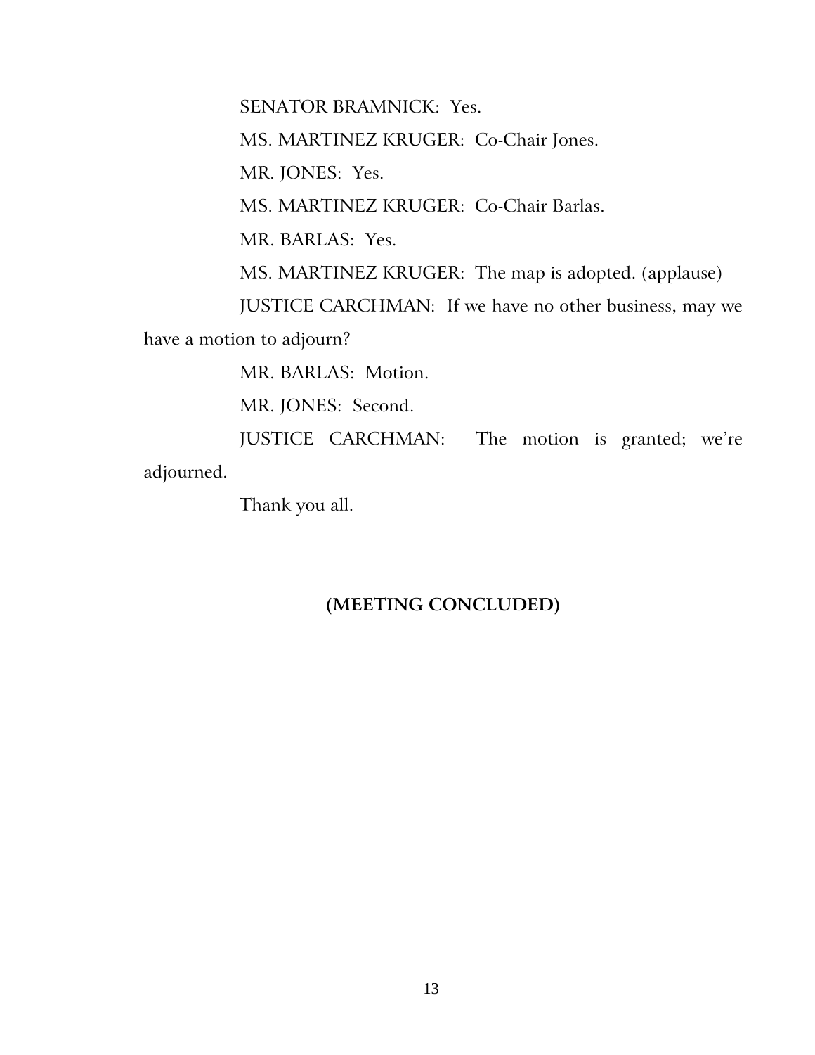SENATOR BRAMNICK: Yes.

MS. MARTINEZ KRUGER: Co-Chair Jones.

MR. JONES: Yes.

MS. MARTINEZ KRUGER: Co-Chair Barlas.

MR. BARLAS: Yes.

MS. MARTINEZ KRUGER: The map is adopted. (applause)

JUSTICE CARCHMAN: If we have no other business, may we have a motion to adjourn?

MR. BARLAS: Motion.

MR. JONES: Second.

JUSTICE CARCHMAN: The motion is granted; we're adjourned.

Thank you all.

**(MEETING CONCLUDED)**